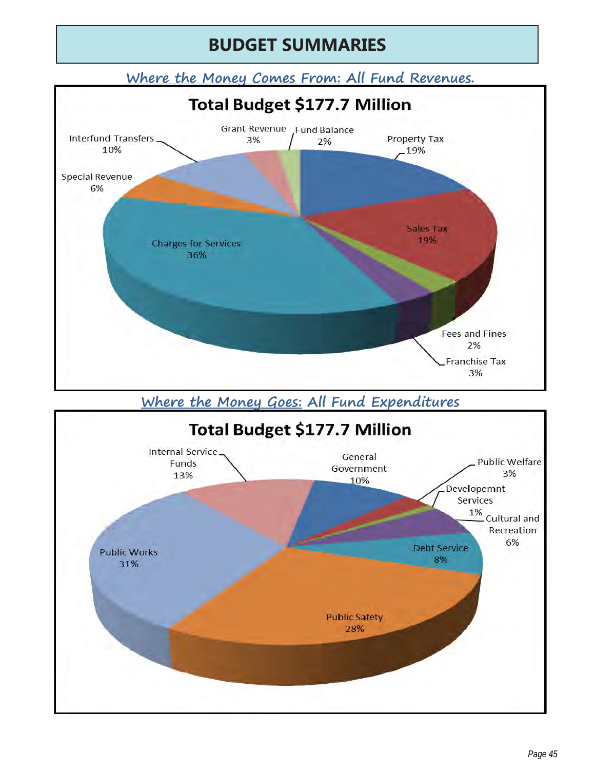# BUDGET SUMMARIES

## *Where the Money Comes From: All Fund Revenues.*

**Total Budget $177.7 Million**

Grant Revenue 3%

Fund Balance 2%

Property Tax 19%

Interfund Transfers 10%

Special Revenue 6%

Sales Tax 19%

Charges for Services 36%

Fees and Fines 2%

Franchise Tax 3%

## *Where the Money Goes: All Fund Expenditures*

**Total Budget $177.7 Million**

Internal Service Funds 13%

General Government 10%

Public Welfare 3%

Developemnt Services 1%

Cultural and Recreation 6%

Debt Service 8%

Public Works 31%

Public Safety 28%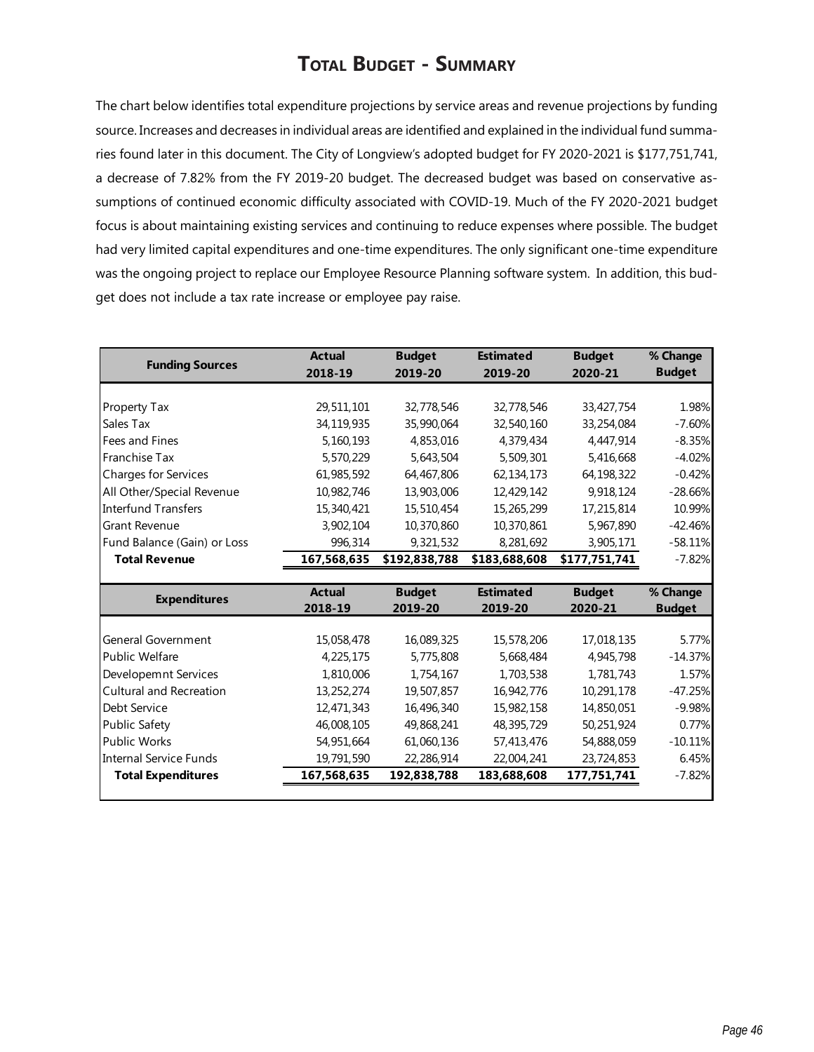# Total Budget - Summary

The chart below identifies total expenditure projections by service areas and revenue projections by funding source. Increases and decreases in individual areas are identified and explained in the individual fund summaries found later in this document. The City of Longview's adopted budget for FY 2020-2021 is $177,751,741, a decrease of 7.82% from the FY 2019-20 budget. The decreased budget was based on conservative assumptions of continued economic difficulty associated with COVID-19. Much of the FY 2020-2021 budget focus is about maintaining existing services and continuing to reduce expenses where possible. The budget had very limited capital expenditures and one-time expenditures. The only significant one-time expenditure was the ongoing project to replace our Employee Resource Planning software system. In addition, this budget does not include a tax rate increase or employee pay raise.

| Funding Sources | Actual 2018-19 | Budget 2019-20 | Estimated 2019-20 | Budget 2020-21 | % Change Budget |
|---|---|---|---|---|---|
| Property Tax | 29,511,101 | 32,778,546 | 32,778,546 | 33,427,754 | 1.98% |
| Sales Tax | 34,119,935 | 35,990,064 | 32,540,160 | 33,254,084 | -7.60% |
| Fees and Fines | 5,160,193 | 4,853,016 | 4,379,434 | 4,447,914 | -8.35% |
| Franchise Tax | 5,570,229 | 5,643,504 | 5,509,301 | 5,416,668 | -4.02% |
| Charges for Services | 61,985,592 | 64,467,806 | 62,134,173 | 64,198,322 | -0.42% |
| All Other/Special Revenue | 10,982,746 | 13,903,006 | 12,429,142 | 9,918,124 | -28.66% |
| Interfund Transfers | 15,340,421 | 15,510,454 | 15,265,299 | 17,215,814 | 10.99% |
| Grant Revenue | 3,902,104 | 10,370,860 | 10,370,861 | 5,967,890 | -42.46% |
| Fund Balance (Gain) or Loss | 996,314 | 9,321,532 | 8,281,692 | 3,905,171 | -58.11% |
| **Total Revenue** | **167,568,635** | **$192,838,788** | **$183,688,608** | **$177,751,741** | -7.82% |

| Expenditures | Actual 2018-19 | Budget 2019-20 | Estimated 2019-20 | Budget 2020-21 | % Change Budget |
|---|---|---|---|---|---|
| General Government | 15,058,478 | 16,089,325 | 15,578,206 | 17,018,135 | 5.77% |
| Public Welfare | 4,225,175 | 5,775,808 | 5,668,484 | 4,945,798 | -14.37% |
| Developemnt Services | 1,810,006 | 1,754,167 | 1,703,538 | 1,781,743 | 1.57% |
| Cultural and Recreation | 13,252,274 | 19,507,857 | 16,942,776 | 10,291,178 | -47.25% |
| Debt Service | 12,471,343 | 16,496,340 | 15,982,158 | 14,850,051 | -9.98% |
| Public Safety | 46,008,105 | 49,868,241 | 48,395,729 | 50,251,924 | 0.77% |
| Public Works | 54,951,664 | 61,060,136 | 57,413,476 | 54,888,059 | -10.11% |
| Internal Service Funds | 19,791,590 | 22,286,914 | 22,004,241 | 23,724,853 | 6.45% |
| **Total Expenditures** | **167,568,635** | **192,838,788** | **183,688,608** | **177,751,741** | -7.82% |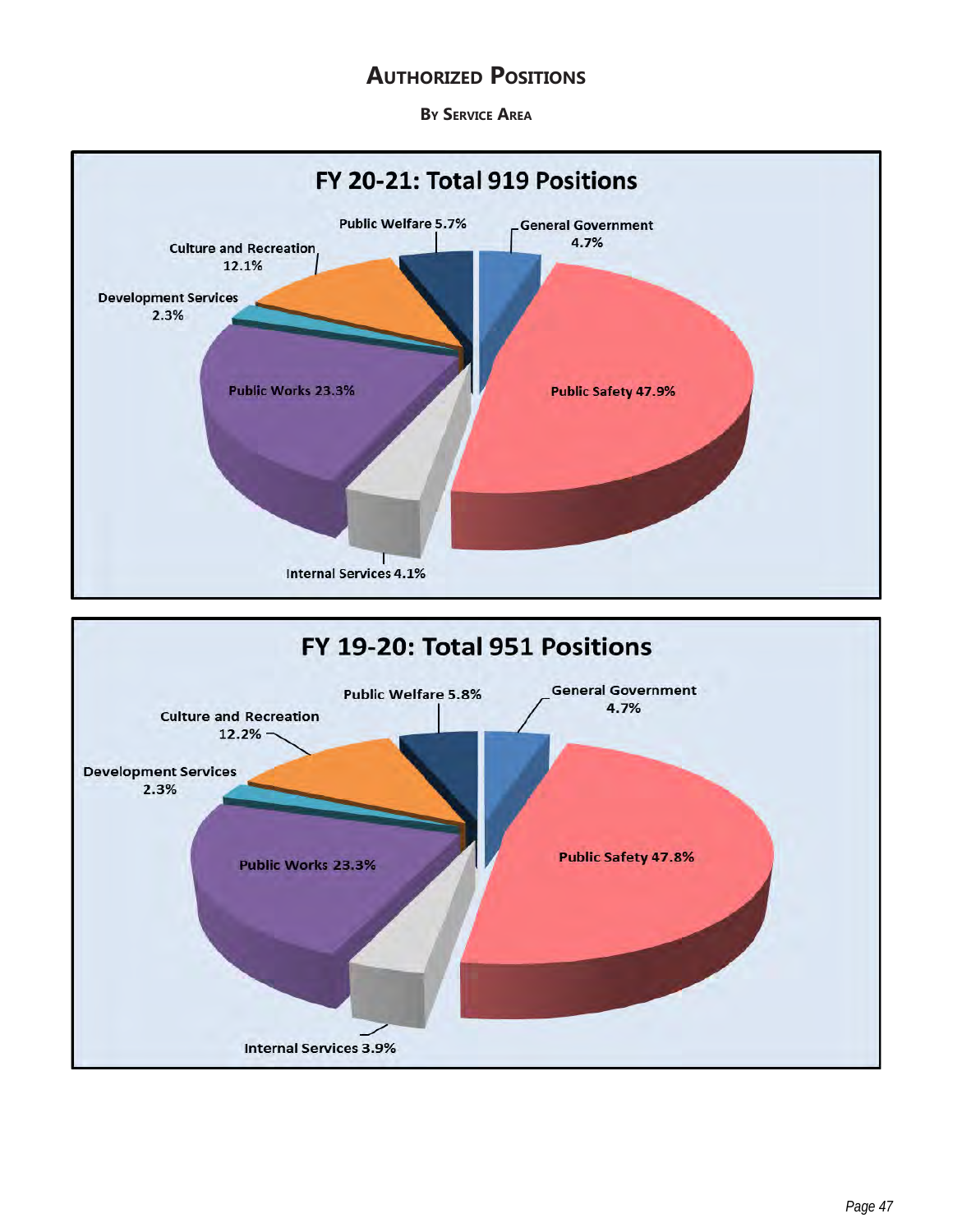# Authorized Positions

## By Service Area

FY 20-21: Total 919 Positions

Public Welfare 5.7%

General Government 4.7%

Culture and Recreation 12.1%

Development Services 2.3%

Public Works 23.3%

Public Safety 47.9%

Internal Services 4.1%

FY 19-20: Total 951 Positions

Public Welfare 5.8%

General Government 4.7%

Culture and Recreation 12.2%

Development Services 2.3%

Public Works 23.3%

Public Safety 47.8%

Internal Services 3.9%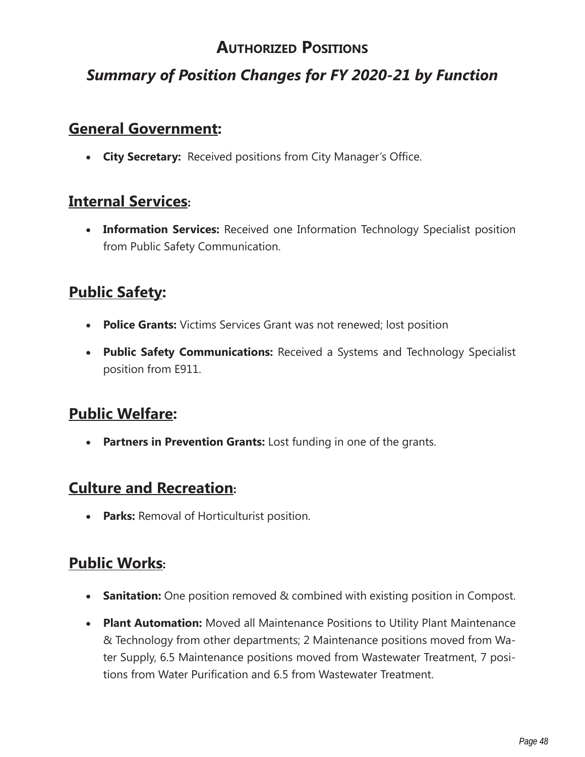# Authorized Positions

## *Summary of Position Changes for FY 2020-21 by Function*

### General Government:

- **City Secretary:** Received positions from City Manager's Office.

### Internal Services:

- **Information Services:** Received one Information Technology Specialist position from Public Safety Communication.

### Public Safety:

- **Police Grants:** Victims Services Grant was not renewed; lost position
- **Public Safety Communications:** Received a Systems and Technology Specialist position from E911.

### Public Welfare:

- **Partners in Prevention Grants:** Lost funding in one of the grants.

### Culture and Recreation:

- **Parks:** Removal of Horticulturist position.

### Public Works:

- **Sanitation:** One position removed & combined with existing position in Compost.
- **Plant Automation:** Moved all Maintenance Positions to Utility Plant Maintenance & Technology from other departments; 2 Maintenance positions moved from Water Supply, 6.5 Maintenance positions moved from Wastewater Treatment, 7 positions from Water Purification and 6.5 from Wastewater Treatment.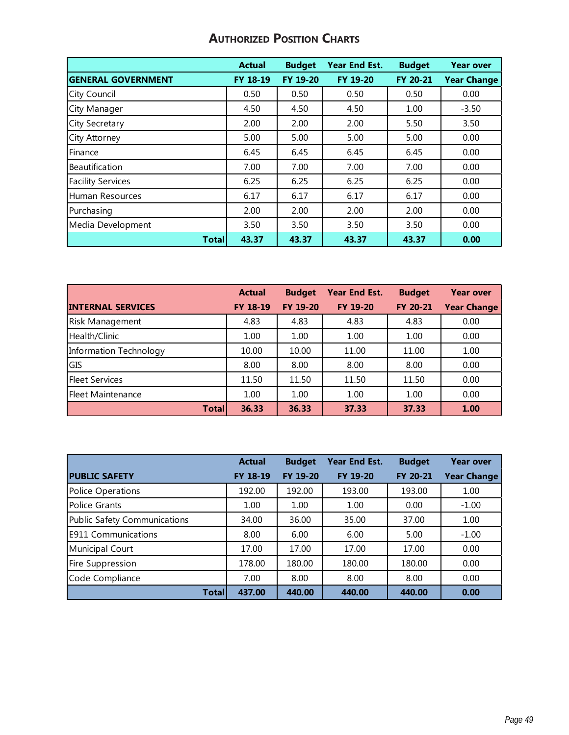# Authorized Position Charts

| GENERAL GOVERNMENT | Actual FY 18-19 | Budget FY 19-20 | Year End Est. FY 19-20 | Budget FY 20-21 | Year over Year Change |
|---|---|---|---|---|---|
| City Council | 0.50 | 0.50 | 0.50 | 0.50 | 0.00 |
| City Manager | 4.50 | 4.50 | 4.50 | 1.00 | -3.50 |
| City Secretary | 2.00 | 2.00 | 2.00 | 5.50 | 3.50 |
| City Attorney | 5.00 | 5.00 | 5.00 | 5.00 | 0.00 |
| Finance | 6.45 | 6.45 | 6.45 | 6.45 | 0.00 |
| Beautification | 7.00 | 7.00 | 7.00 | 7.00 | 0.00 |
| Facility Services | 6.25 | 6.25 | 6.25 | 6.25 | 0.00 |
| Human Resources | 6.17 | 6.17 | 6.17 | 6.17 | 0.00 |
| Purchasing | 2.00 | 2.00 | 2.00 | 2.00 | 0.00 |
| Media Development | 3.50 | 3.50 | 3.50 | 3.50 | 0.00 |
| **Total** | **43.37** | **43.37** | **43.37** | **43.37** | **0.00** |

| INTERNAL SERVICES | Actual FY 18-19 | Budget FY 19-20 | Year End Est. FY 19-20 | Budget FY 20-21 | Year over Year Change |
|---|---|---|---|---|---|
| Risk Management | 4.83 | 4.83 | 4.83 | 4.83 | 0.00 |
| Health/Clinic | 1.00 | 1.00 | 1.00 | 1.00 | 0.00 |
| Information Technology | 10.00 | 10.00 | 11.00 | 11.00 | 1.00 |
| GIS | 8.00 | 8.00 | 8.00 | 8.00 | 0.00 |
| Fleet Services | 11.50 | 11.50 | 11.50 | 11.50 | 0.00 |
| Fleet Maintenance | 1.00 | 1.00 | 1.00 | 1.00 | 0.00 |
| **Total** | **36.33** | **36.33** | **37.33** | **37.33** | **1.00** |

| PUBLIC SAFETY | Actual FY 18-19 | Budget FY 19-20 | Year End Est. FY 19-20 | Budget FY 20-21 | Year over Year Change |
|---|---|---|---|---|---|
| Police Operations | 192.00 | 192.00 | 193.00 | 193.00 | 1.00 |
| Police Grants | 1.00 | 1.00 | 1.00 | 0.00 | -1.00 |
| Public Safety Communications | 34.00 | 36.00 | 35.00 | 37.00 | 1.00 |
| E911 Communications | 8.00 | 6.00 | 6.00 | 5.00 | -1.00 |
| Municipal Court | 17.00 | 17.00 | 17.00 | 17.00 | 0.00 |
| Fire Suppression | 178.00 | 180.00 | 180.00 | 180.00 | 0.00 |
| Code Compliance | 7.00 | 8.00 | 8.00 | 8.00 | 0.00 |
| **Total** | **437.00** | **440.00** | **440.00** | **440.00** | **0.00** |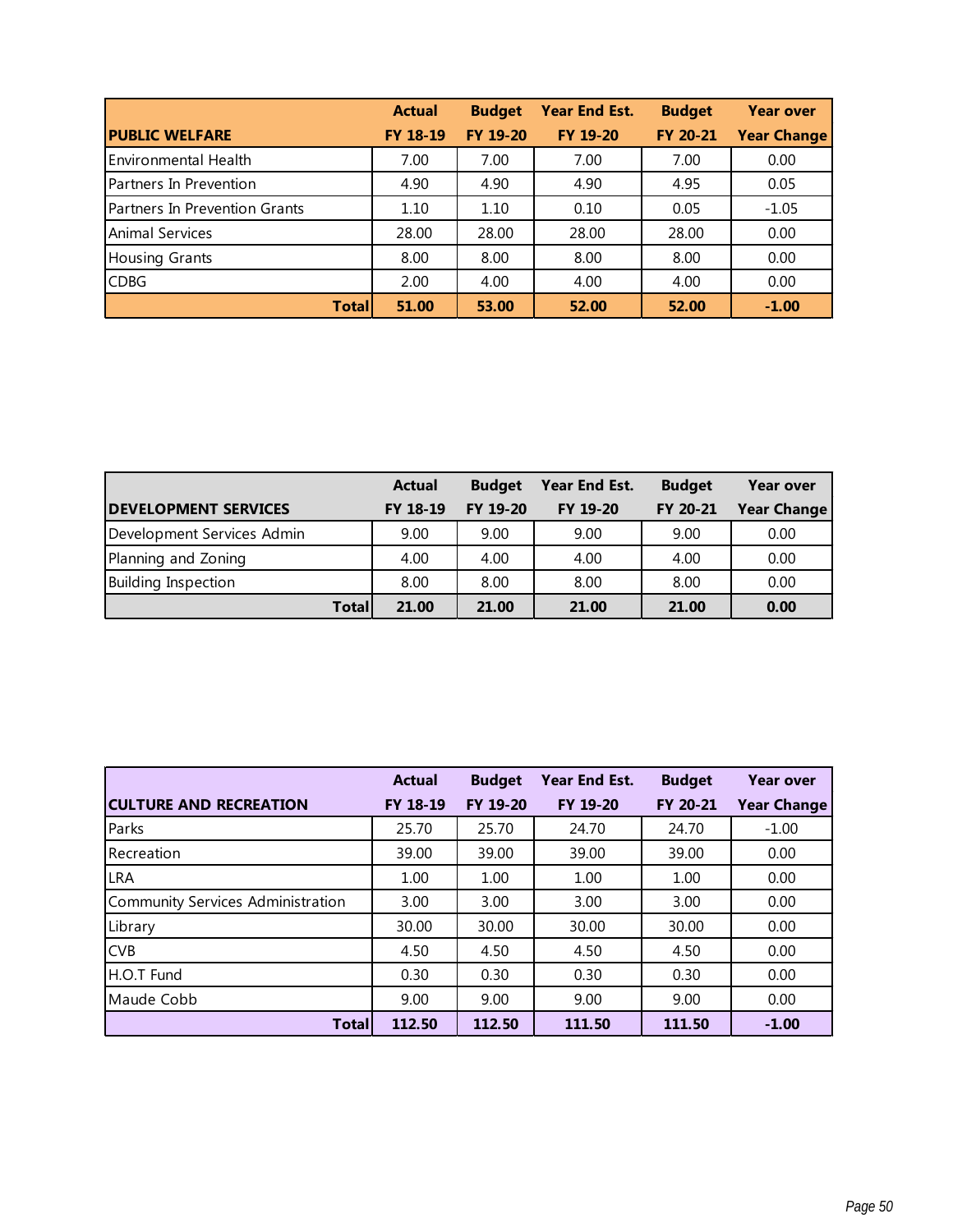| PUBLIC WELFARE | Actual FY 18-19 | Budget FY 19-20 | Year End Est. FY 19-20 | Budget FY 20-21 | Year over Year Change |
|---|---|---|---|---|---|
| Environmental Health | 7.00 | 7.00 | 7.00 | 7.00 | 0.00 |
| Partners In Prevention | 4.90 | 4.90 | 4.90 | 4.95 | 0.05 |
| Partners In Prevention Grants | 1.10 | 1.10 | 0.10 | 0.05 | -1.05 |
| Animal Services | 28.00 | 28.00 | 28.00 | 28.00 | 0.00 |
| Housing Grants | 8.00 | 8.00 | 8.00 | 8.00 | 0.00 |
| CDBG | 2.00 | 4.00 | 4.00 | 4.00 | 0.00 |
| **Total** | **51.00** | **53.00** | **52.00** | **52.00** | **-1.00** |

| DEVELOPMENT SERVICES | Actual FY 18-19 | Budget FY 19-20 | Year End Est. FY 19-20 | Budget FY 20-21 | Year over Year Change |
|---|---|---|---|---|---|
| Development Services Admin | 9.00 | 9.00 | 9.00 | 9.00 | 0.00 |
| Planning and Zoning | 4.00 | 4.00 | 4.00 | 4.00 | 0.00 |
| Building Inspection | 8.00 | 8.00 | 8.00 | 8.00 | 0.00 |
| **Total** | **21.00** | **21.00** | **21.00** | **21.00** | **0.00** |

| CULTURE AND RECREATION | Actual FY 18-19 | Budget FY 19-20 | Year End Est. FY 19-20 | Budget FY 20-21 | Year over Year Change |
|---|---|---|---|---|---|
| Parks | 25.70 | 25.70 | 24.70 | 24.70 | -1.00 |
| Recreation | 39.00 | 39.00 | 39.00 | 39.00 | 0.00 |
| LRA | 1.00 | 1.00 | 1.00 | 1.00 | 0.00 |
| Community Services Administration | 3.00 | 3.00 | 3.00 | 3.00 | 0.00 |
| Library | 30.00 | 30.00 | 30.00 | 30.00 | 0.00 |
| CVB | 4.50 | 4.50 | 4.50 | 4.50 | 0.00 |
| H.O.T Fund | 0.30 | 0.30 | 0.30 | 0.30 | 0.00 |
| Maude Cobb | 9.00 | 9.00 | 9.00 | 9.00 | 0.00 |
| **Total** | **112.50** | **112.50** | **111.50** | **111.50** | **-1.00** |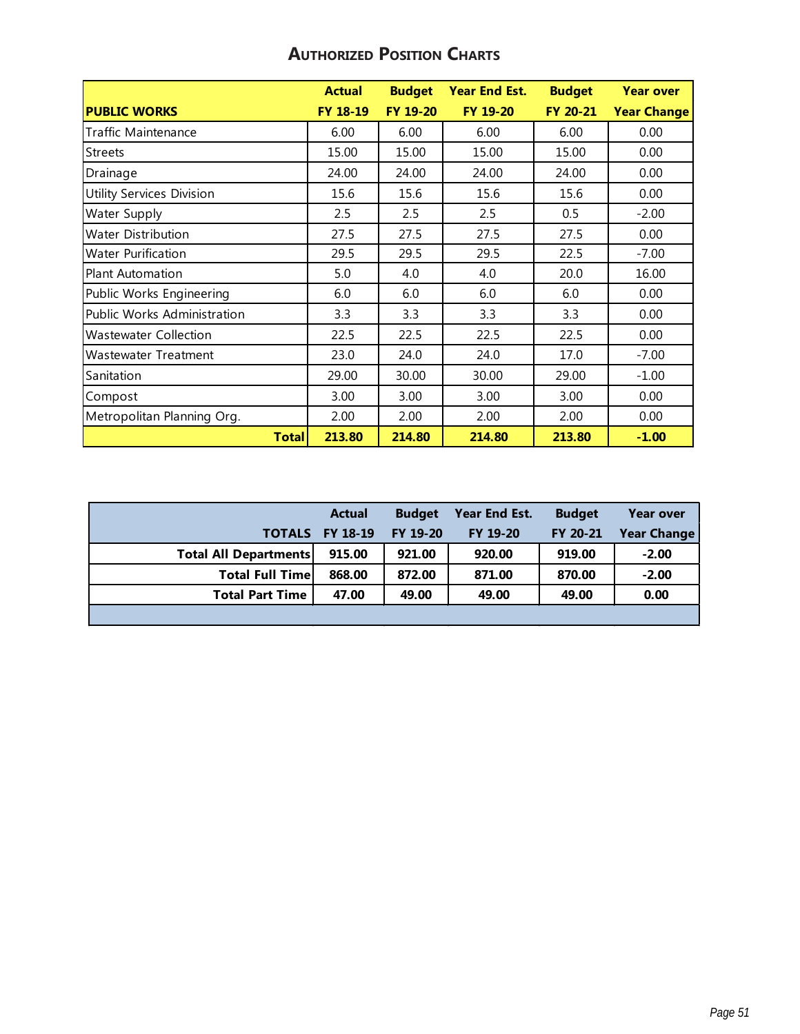# Authorized Position Charts

| PUBLIC WORKS | Actual FY 18-19 | Budget FY 19-20 | Year End Est. FY 19-20 | Budget FY 20-21 | Year over Year Change |
|---|---|---|---|---|---|
| Traffic Maintenance | 6.00 | 6.00 | 6.00 | 6.00 | 0.00 |
| Streets | 15.00 | 15.00 | 15.00 | 15.00 | 0.00 |
| Drainage | 24.00 | 24.00 | 24.00 | 24.00 | 0.00 |
| Utility Services Division | 15.6 | 15.6 | 15.6 | 15.6 | 0.00 |
| Water Supply | 2.5 | 2.5 | 2.5 | 0.5 | -2.00 |
| Water Distribution | 27.5 | 27.5 | 27.5 | 27.5 | 0.00 |
| Water Purification | 29.5 | 29.5 | 29.5 | 22.5 | -7.00 |
| Plant Automation | 5.0 | 4.0 | 4.0 | 20.0 | 16.00 |
| Public Works Engineering | 6.0 | 6.0 | 6.0 | 6.0 | 0.00 |
| Public Works Administration | 3.3 | 3.3 | 3.3 | 3.3 | 0.00 |
| Wastewater Collection | 22.5 | 22.5 | 22.5 | 22.5 | 0.00 |
| Wastewater Treatment | 23.0 | 24.0 | 24.0 | 17.0 | -7.00 |
| Sanitation | 29.00 | 30.00 | 30.00 | 29.00 | -1.00 |
| Compost | 3.00 | 3.00 | 3.00 | 3.00 | 0.00 |
| Metropolitan Planning Org. | 2.00 | 2.00 | 2.00 | 2.00 | 0.00 |
| **Total** | **213.80** | **214.80** | **214.80** | **213.80** | **-1.00** |

| TOTALS | Actual FY 18-19 | Budget FY 19-20 | Year End Est. FY 19-20 | Budget FY 20-21 | Year over Year Change |
|---|---|---|---|---|---|
| **Total All Departments** | **915.00** | **921.00** | **920.00** | **919.00** | **-2.00** |
| **Total Full Time** | **868.00** | **872.00** | **871.00** | **870.00** | **-2.00** |
| **Total Part Time** | **47.00** | **49.00** | **49.00** | **49.00** | **0.00** |